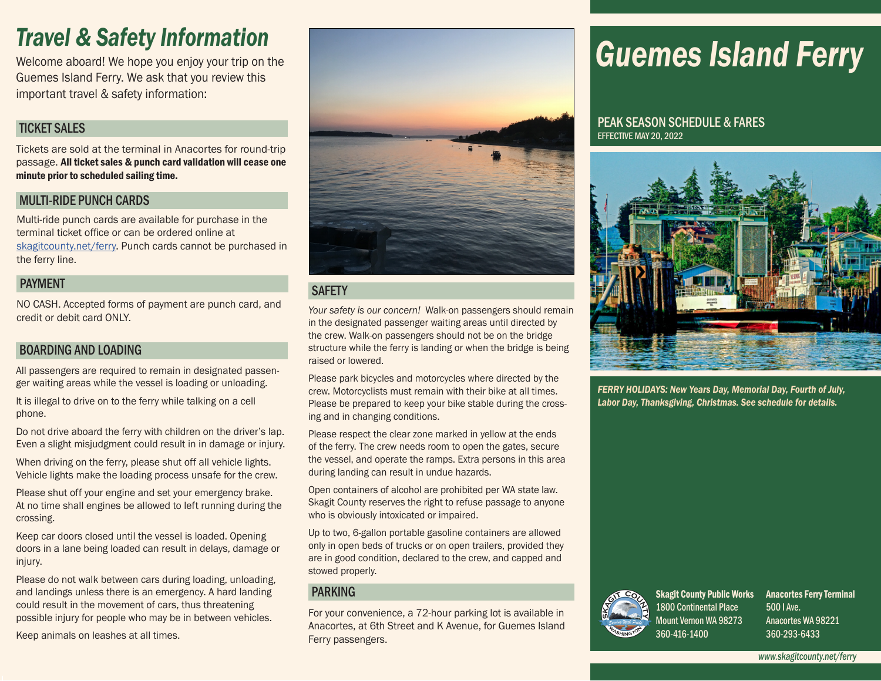# Travel & Safety Information

Welcome aboard! We hope you enjoy your trip on the Guemes Island Ferry. We ask that you review this important travel & safety information:

## TICKET SALES

Tickets are sold at the terminal in Anacortes for round-trip passage. **All ticket sales & punch card validation will cease one minute prior to scheduled sailing time.**

## MULTI-RIDE PUNCH CARDS

Multi-ride punch cards are available for purchase in the terminal ticket office or can be ordered online at skagitcounty.net/ferry. Punch cards cannot be purchased in the ferry line.

## PAYMENT

NO CASH. Accepted forms of payment are punch card, and credit or debit card ONLY.

## BOARDING AND LOADING

All passengers are required to remain in designated passenger waiting areas while the vessel is loading or unloading.

It is illegal to drive on to the ferry while talking on a cell phone.

Do not drive aboard the ferry with children on the driver's lap. Even a slight misjudgment could result in in damage or injury.

When driving on the ferry, please shut off all vehicle lights. Vehicle lights make the loading process unsafe for the crew.

Please shut off your engine and set your emergency brake. At no time shall engines be allowed to left running during the crossing.

Keep car doors closed until the vessel is loaded. Opening doors in a lane being loaded can result in delays, damage or injury.

Please do not walk between cars during loading, unloading, and landings unless there is an emergency. A hard landing could result in the movement of cars, thus threatening possible injury for people who may be in between vehicles.

Keep animals on leashes at all times.

## SAFETY

*Your safety is our concern!* Walk-on passengers should remain in the designated passenger waiting areas until directed by the crew. Walk-on passengers should not be on the bridge structure while the ferry is landing or when the bridge is being raised or lowered.

Please park bicycles and motorcycles where directed by the crew. Motorcyclists must remain with their bike at all times. Please be prepared to keep your bike stable during the crossing and in changing conditions.

Please respect the clear zone marked in yellow at the ends of the ferry. The crew needs room to open the gates, secure the vessel, and operate the ramps. Extra persons in this area during landing can result in undue hazards.

Open containers of alcohol are prohibited per WA state law. Skagit County reserves the right to refuse passage to anyone who is obviously intoxicated or impaired.

Up to two, 6-gallon portable gasoline containers are allowed only in open beds of trucks or on open trailers, provided they are in good condition, declared to the crew, and capped and stowed properly.

## PARKING

For your convenience, a 72-hour parking lot is available in Anacortes, at 6th Street and K Avenue, for Guemes Island Ferry passengers.

# Guemes Island Ferry

## PEAK SEASON SCHEDULE & FARES

EFFECTIVE MAY 20, 2022

***FERRY HOLIDAYS: New Years Day, Memorial Day, Fourth of July, Labor Day, Thanksgiving, Christmas. See schedule for details.***

**Skagit County Public Works**
1800 Continental Place
Mount Vernon WA 98273
360-416-1400

**Anacortes Ferry Terminal**
500 I Ave.
Anacortes WA 98221
360-293-6433

*www.skagitcounty.net/ferry*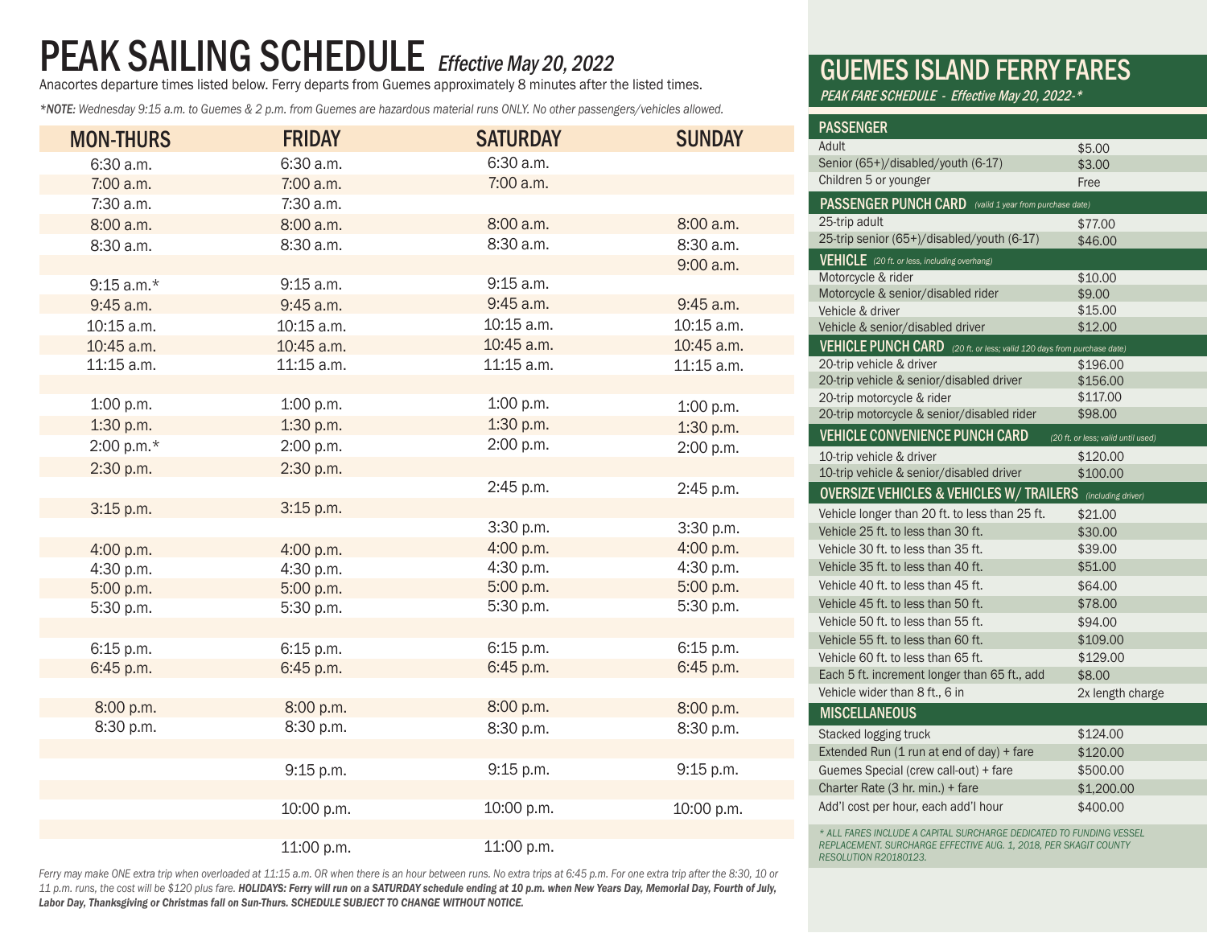# PEAK SAILING SCHEDULE *Effective May 20, 2022*

Anacortes departure times listed below. Ferry departs from Guemes approximately 8 minutes after the listed times.

*\*NOTE: Wednesday 9:15 a.m. to Guemes & 2 p.m. from Guemes are hazardous material runs ONLY. No other passengers/vehicles allowed.*

| MON-THURS | FRIDAY | SATURDAY | SUNDAY |
|---|---|---|---|
| 6:30 a.m. | 6:30 a.m. | 6:30 a.m. | |
| 7:00 a.m. | 7:00 a.m. | 7:00 a.m. | |
| 7:30 a.m. | 7:30 a.m. | | |
| 8:00 a.m. | 8:00 a.m. | 8:00 a.m. | 8:00 a.m. |
| 8:30 a.m. | 8:30 a.m. | 8:30 a.m. | 8:30 a.m. |
| | | | 9:00 a.m. |
| 9:15 a.m.* | 9:15 a.m. | 9:15 a.m. | |
| 9:45 a.m. | 9:45 a.m. | 9:45 a.m. | 9:45 a.m. |
| 10:15 a.m. | 10:15 a.m. | 10:15 a.m. | 10:15 a.m. |
| 10:45 a.m. | 10:45 a.m. | 10:45 a.m. | 10:45 a.m. |
| 11:15 a.m. | 11:15 a.m. | 11:15 a.m. | 11:15 a.m. |
| | | | |
| 1:00 p.m. | 1:00 p.m. | 1:00 p.m. | 1:00 p.m. |
| 1:30 p.m. | 1:30 p.m. | 1:30 p.m. | 1:30 p.m. |
| 2:00 p.m.* | 2:00 p.m. | 2:00 p.m. | 2:00 p.m. |
| 2:30 p.m. | 2:30 p.m. | | |
| | | 2:45 p.m. | 2:45 p.m. |
| 3:15 p.m. | 3:15 p.m. | | |
| | | 3:30 p.m. | 3:30 p.m. |
| 4:00 p.m. | 4:00 p.m. | 4:00 p.m. | 4:00 p.m. |
| 4:30 p.m. | 4:30 p.m. | 4:30 p.m. | 4:30 p.m. |
| 5:00 p.m. | 5:00 p.m. | 5:00 p.m. | 5:00 p.m. |
| 5:30 p.m. | 5:30 p.m. | 5:30 p.m. | 5:30 p.m. |
| | | | |
| 6:15 p.m. | 6:15 p.m. | 6:15 p.m. | 6:15 p.m. |
| 6:45 p.m. | 6:45 p.m. | 6:45 p.m. | 6:45 p.m. |
| | | | |
| 8:00 p.m. | 8:00 p.m. | 8:00 p.m. | 8:00 p.m. |
| 8:30 p.m. | 8:30 p.m. | 8:30 p.m. | 8:30 p.m. |
| | | | |
| | 9:15 p.m. | 9:15 p.m. | 9:15 p.m. |
| | | | |
| | 10:00 p.m. | 10:00 p.m. | 10:00 p.m. |
| | | | |
| | 11:00 p.m. | 11:00 p.m. | |

*Ferry may make ONE extra trip when overloaded at 11:15 a.m. OR when there is an hour between runs. No extra trips at 6:45 p.m. For one extra trip after the 8:30, 10 or 11 p.m. runs, the cost will be $120 plus fare.* ***HOLIDAYS: Ferry will run on a SATURDAY schedule ending at 10 p.m. when New Years Day, Memorial Day, Fourth of July, Labor Day, Thanksgiving or Christmas fall on Sun-Thurs. SCHEDULE SUBJECT TO CHANGE WITHOUT NOTICE.***

# GUEMES ISLAND FERRY FARES

*PEAK FARE SCHEDULE - Effective May 20, 2022-\**

| | |
|---|---|
| **PASSENGER** | |
| Adult | $5.00 |
| Senior (65+)/disabled/youth (6-17) | $3.00 |
| Children 5 or younger | Free |
| **PASSENGER PUNCH CARD** *(valid 1 year from purchase date)* | |
| 25-trip adult | $77.00 |
| 25-trip senior (65+)/disabled/youth (6-17) | $46.00 |
| **VEHICLE** *(20 ft. or less, including overhang)* | |
| Motorcycle & rider | $10.00 |
| Motorcycle & senior/disabled rider | $9.00 |
| Vehicle & driver | $15.00 |
| Vehicle & senior/disabled driver | $12.00 |
| **VEHICLE PUNCH CARD** *(20 ft. or less; valid 120 days from purchase date)* | |
| 20-trip vehicle & driver | $196.00 |
| 20-trip vehicle & senior/disabled driver | $156.00 |
| 20-trip motorcycle & rider | $117.00 |
| 20-trip motorcycle & senior/disabled rider | $98.00 |
| **VEHICLE CONVENIENCE PUNCH CARD** *(20 ft. or less; valid until used)* | |
| 10-trip vehicle & driver | $120.00 |
| 10-trip vehicle & senior/disabled driver | $100.00 |
| **OVERSIZE VEHICLES & VEHICLES W/ TRAILERS** *(including driver)* | |
| Vehicle longer than 20 ft. to less than 25 ft. | $21.00 |
| Vehicle 25 ft. to less than 30 ft. | $30.00 |
| Vehicle 30 ft. to less than 35 ft. | $39.00 |
| Vehicle 35 ft. to less than 40 ft. | $51.00 |
| Vehicle 40 ft. to less than 45 ft. | $64.00 |
| Vehicle 45 ft. to less than 50 ft. | $78.00 |
| Vehicle 50 ft. to less than 55 ft. | $94.00 |
| Vehicle 55 ft. to less than 60 ft. | $109.00 |
| Vehicle 60 ft. to less than 65 ft. | $129.00 |
| Each 5 ft. increment longer than 65 ft., add | $8.00 |
| Vehicle wider than 8 ft., 6 in | 2x length charge |
| **MISCELLANEOUS** | |
| Stacked logging truck | $124.00 |
| Extended Run (1 run at end of day) + fare | $120.00 |
| Guemes Special (crew call-out) + fare | $500.00 |
| Charter Rate (3 hr. min.) + fare | $1,200.00 |
| Add'l cost per hour, each add'l hour | $400.00 |

*\* ALL FARES INCLUDE A CAPITAL SURCHARGE DEDICATED TO FUNDING VESSEL REPLACEMENT. SURCHARGE EFFECTIVE AUG. 1, 2018, PER SKAGIT COUNTY RESOLUTION R20180123.*